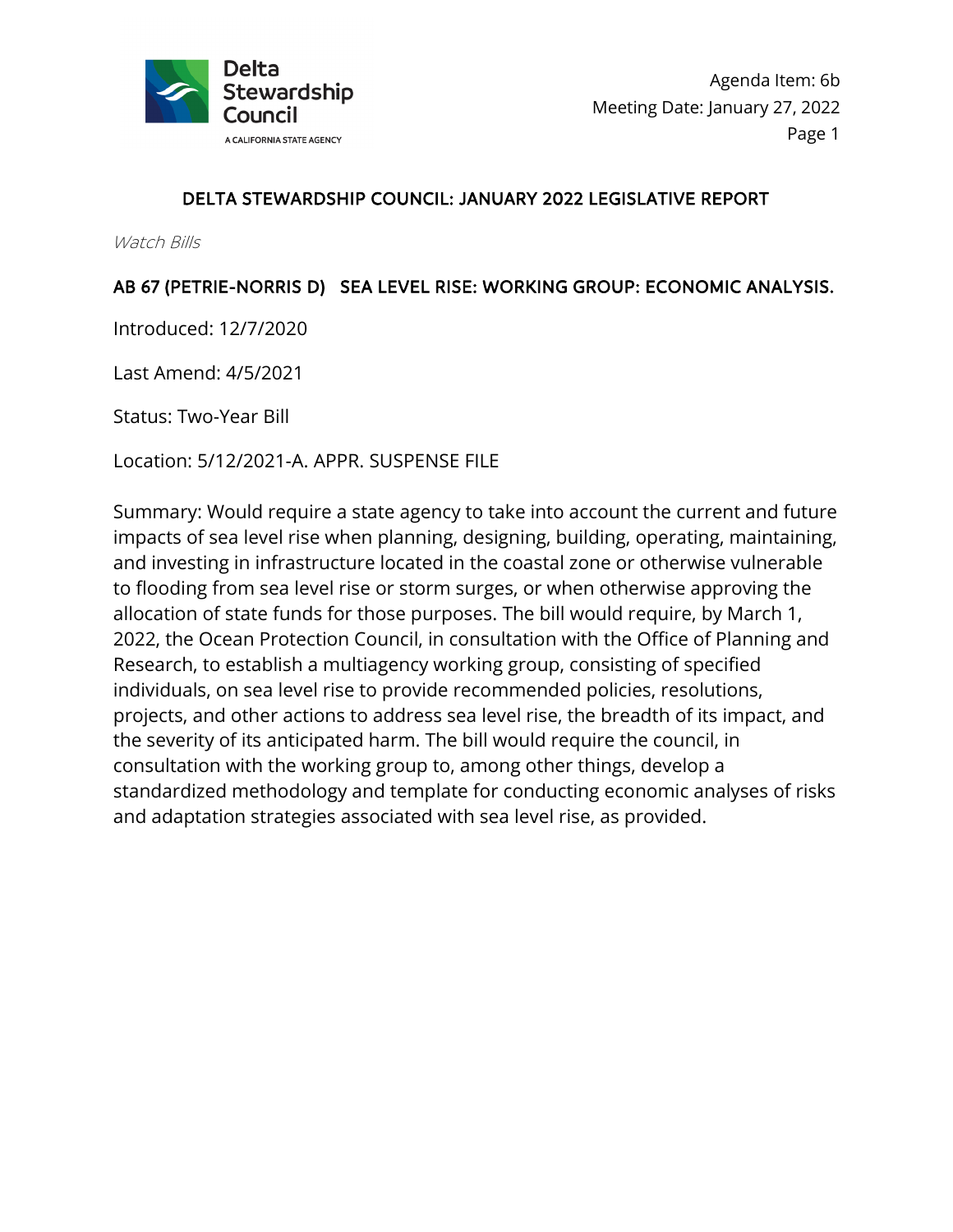# DELTA STEWARDSHIP COUNCIL: JANUARY 2022 LEGISLATIVE REPORT

*Watch Bills*

## AB 67 (PETRIE-NORRIS D) SEA LEVEL RISE: WORKING GROUP: ECONOMIC ANALYSIS.

Introduced: 12/7/2020

Last Amend: 4/5/2021

Status: Two-Year Bill

Location: 5/12/2021-A. APPR. SUSPENSE FILE

Summary: Would require a state agency to take into account the current and future impacts of sea level rise when planning, designing, building, operating, maintaining, and investing in infrastructure located in the coastal zone or otherwise vulnerable to flooding from sea level rise or storm surges, or when otherwise approving the allocation of state funds for those purposes. The bill would require, by March 1, 2022, the Ocean Protection Council, in consultation with the Office of Planning and Research, to establish a multiagency working group, consisting of specified individuals, on sea level rise to provide recommended policies, resolutions, projects, and other actions to address sea level rise, the breadth of its impact, and the severity of its anticipated harm. The bill would require the council, in consultation with the working group to, among other things, develop a standardized methodology and template for conducting economic analyses of risks and adaptation strategies associated with sea level rise, as provided.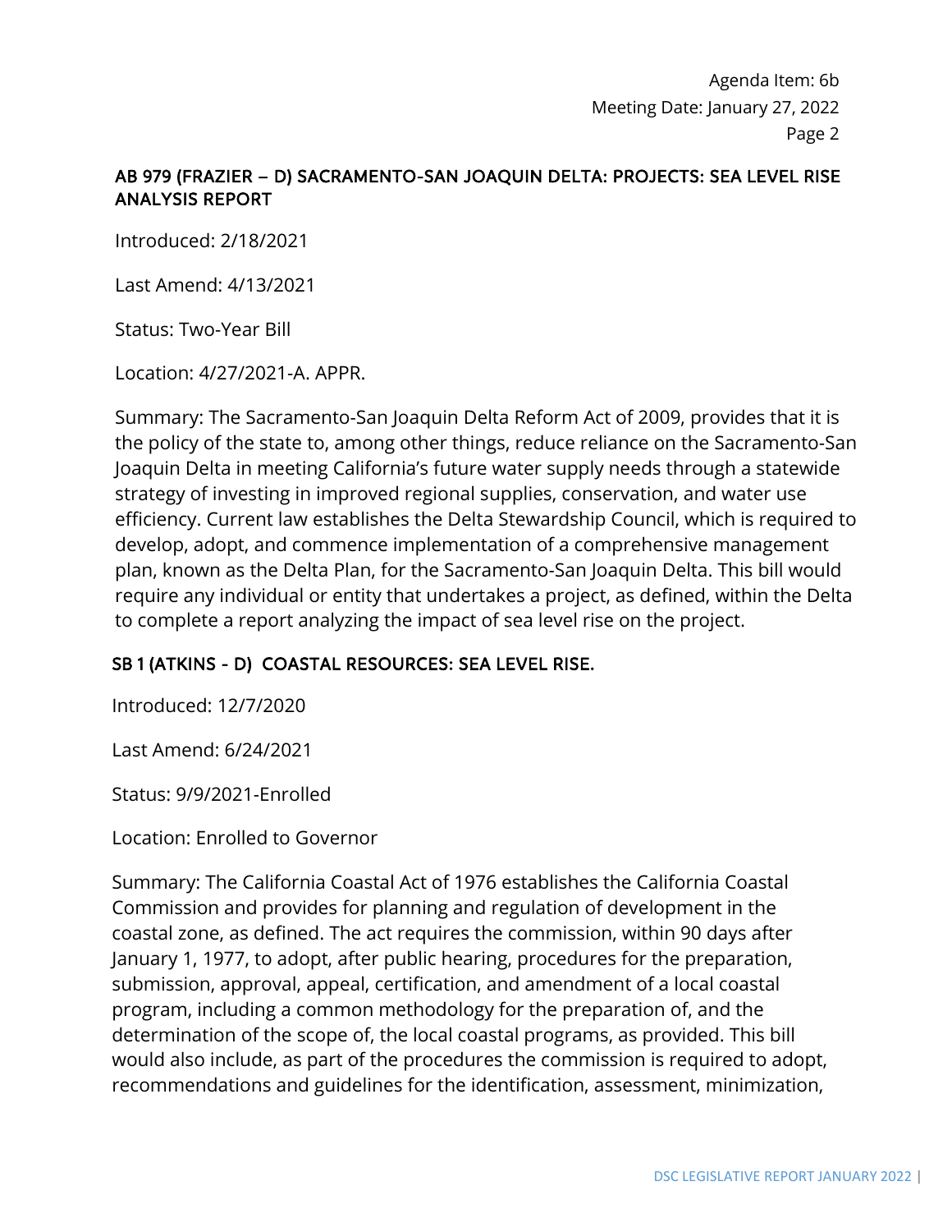## AB 979 (FRAZIER – D) SACRAMENTO-SAN JOAQUIN DELTA: PROJECTS: SEA LEVEL RISE ANALYSIS REPORT

Introduced: 2/18/2021

Last Amend: 4/13/2021

Status: Two-Year Bill

Location: 4/27/2021-A. APPR.

Summary: The Sacramento-San Joaquin Delta Reform Act of 2009, provides that it is the policy of the state to, among other things, reduce reliance on the Sacramento-San Joaquin Delta in meeting California's future water supply needs through a statewide strategy of investing in improved regional supplies, conservation, and water use efficiency. Current law establishes the Delta Stewardship Council, which is required to develop, adopt, and commence implementation of a comprehensive management plan, known as the Delta Plan, for the Sacramento-San Joaquin Delta. This bill would require any individual or entity that undertakes a project, as defined, within the Delta to complete a report analyzing the impact of sea level rise on the project.

## SB 1 (ATKINS - D) COASTAL RESOURCES: SEA LEVEL RISE.

Introduced: 12/7/2020

Last Amend: 6/24/2021

Status: 9/9/2021-Enrolled

Location: Enrolled to Governor

Summary: The California Coastal Act of 1976 establishes the California Coastal Commission and provides for planning and regulation of development in the coastal zone, as defined. The act requires the commission, within 90 days after January 1, 1977, to adopt, after public hearing, procedures for the preparation, submission, approval, appeal, certification, and amendment of a local coastal program, including a common methodology for the preparation of, and the determination of the scope of, the local coastal programs, as provided. This bill would also include, as part of the procedures the commission is required to adopt, recommendations and guidelines for the identification, assessment, minimization,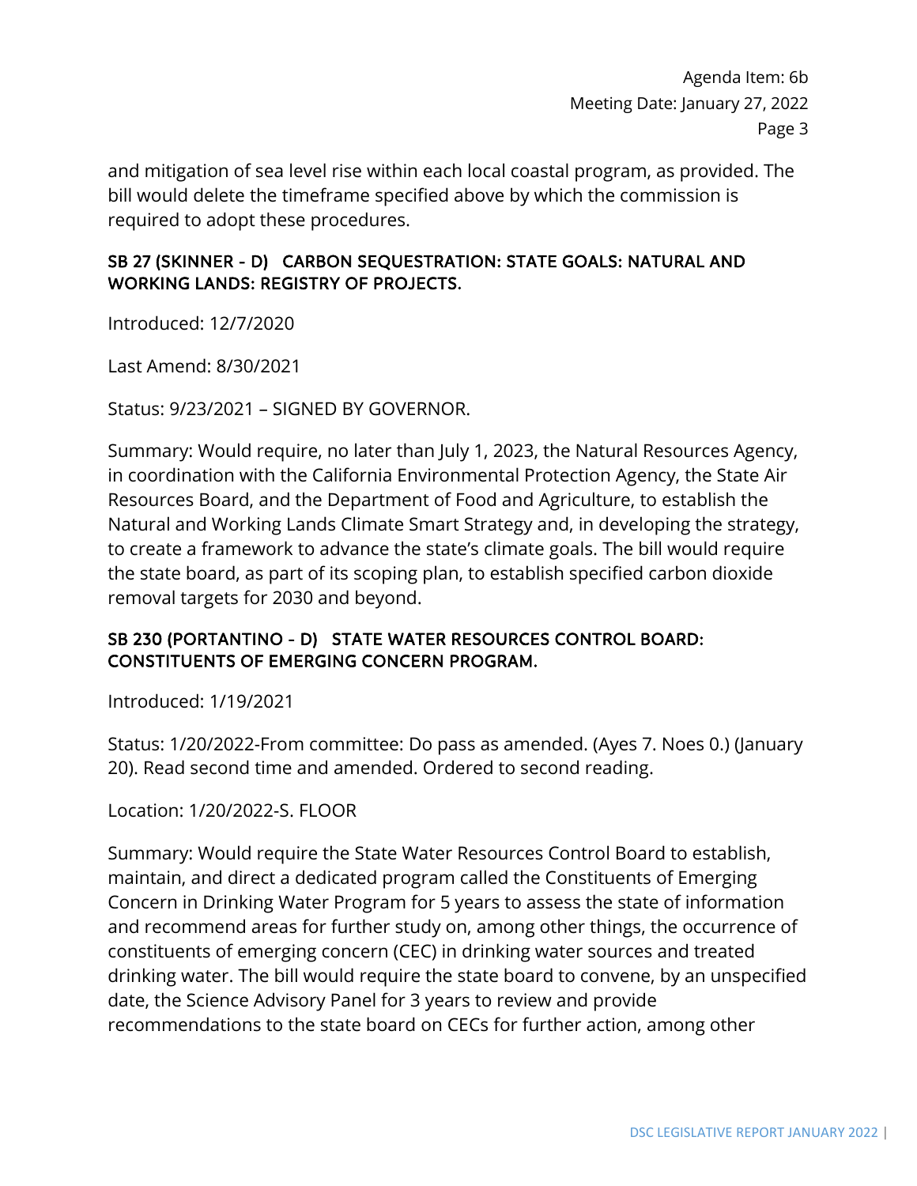and mitigation of sea level rise within each local coastal program, as provided. The bill would delete the timeframe specified above by which the commission is required to adopt these procedures.

### SB 27 (SKINNER - D) CARBON SEQUESTRATION: STATE GOALS: NATURAL AND WORKING LANDS: REGISTRY OF PROJECTS.

Introduced: 12/7/2020

Last Amend: 8/30/2021

Status: 9/23/2021 – SIGNED BY GOVERNOR.

Summary: Would require, no later than July 1, 2023, the Natural Resources Agency, in coordination with the California Environmental Protection Agency, the State Air Resources Board, and the Department of Food and Agriculture, to establish the Natural and Working Lands Climate Smart Strategy and, in developing the strategy, to create a framework to advance the state's climate goals. The bill would require the state board, as part of its scoping plan, to establish specified carbon dioxide removal targets for 2030 and beyond.

### SB 230 (PORTANTINO - D) STATE WATER RESOURCES CONTROL BOARD: CONSTITUENTS OF EMERGING CONCERN PROGRAM.

Introduced: 1/19/2021

Status: 1/20/2022-From committee: Do pass as amended. (Ayes 7. Noes 0.) (January 20). Read second time and amended. Ordered to second reading.

Location: 1/20/2022-S. FLOOR

Summary: Would require the State Water Resources Control Board to establish, maintain, and direct a dedicated program called the Constituents of Emerging Concern in Drinking Water Program for 5 years to assess the state of information and recommend areas for further study on, among other things, the occurrence of constituents of emerging concern (CEC) in drinking water sources and treated drinking water. The bill would require the state board to convene, by an unspecified date, the Science Advisory Panel for 3 years to review and provide recommendations to the state board on CECs for further action, among other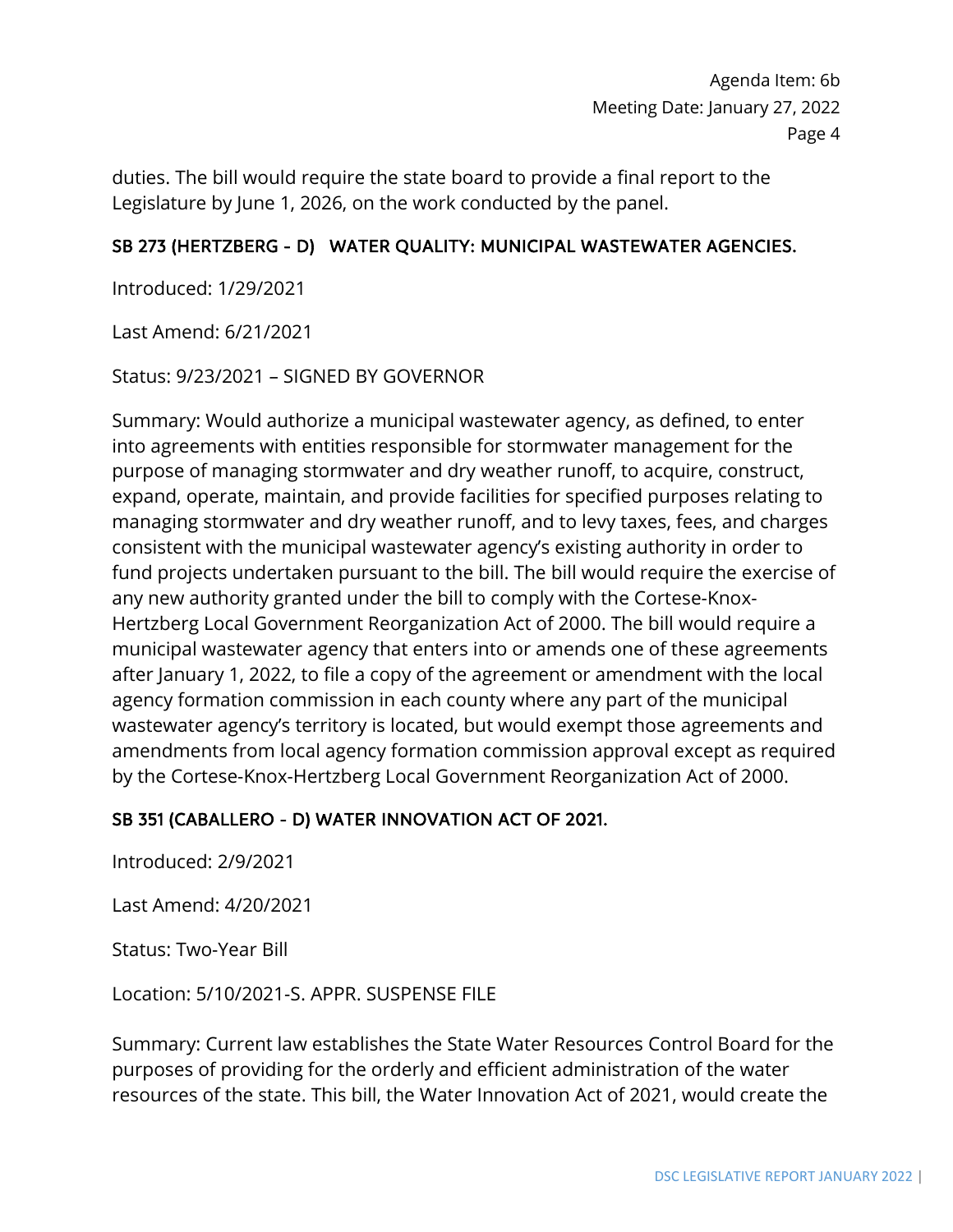duties. The bill would require the state board to provide a final report to the Legislature by June 1, 2026, on the work conducted by the panel.

### SB 273 (HERTZBERG - D) WATER QUALITY: MUNICIPAL WASTEWATER AGENCIES.

Introduced: 1/29/2021

Last Amend: 6/21/2021

Status: 9/23/2021 – SIGNED BY GOVERNOR

Summary: Would authorize a municipal wastewater agency, as defined, to enter into agreements with entities responsible for stormwater management for the purpose of managing stormwater and dry weather runoff, to acquire, construct, expand, operate, maintain, and provide facilities for specified purposes relating to managing stormwater and dry weather runoff, and to levy taxes, fees, and charges consistent with the municipal wastewater agency's existing authority in order to fund projects undertaken pursuant to the bill. The bill would require the exercise of any new authority granted under the bill to comply with the Cortese-Knox-Hertzberg Local Government Reorganization Act of 2000. The bill would require a municipal wastewater agency that enters into or amends one of these agreements after January 1, 2022, to file a copy of the agreement or amendment with the local agency formation commission in each county where any part of the municipal wastewater agency's territory is located, but would exempt those agreements and amendments from local agency formation commission approval except as required by the Cortese-Knox-Hertzberg Local Government Reorganization Act of 2000.

### SB 351 (CABALLERO - D) WATER INNOVATION ACT OF 2021.

Introduced: 2/9/2021

Last Amend: 4/20/2021

Status: Two-Year Bill

Location: 5/10/2021-S. APPR. SUSPENSE FILE

Summary: Current law establishes the State Water Resources Control Board for the purposes of providing for the orderly and efficient administration of the water resources of the state. This bill, the Water Innovation Act of 2021, would create the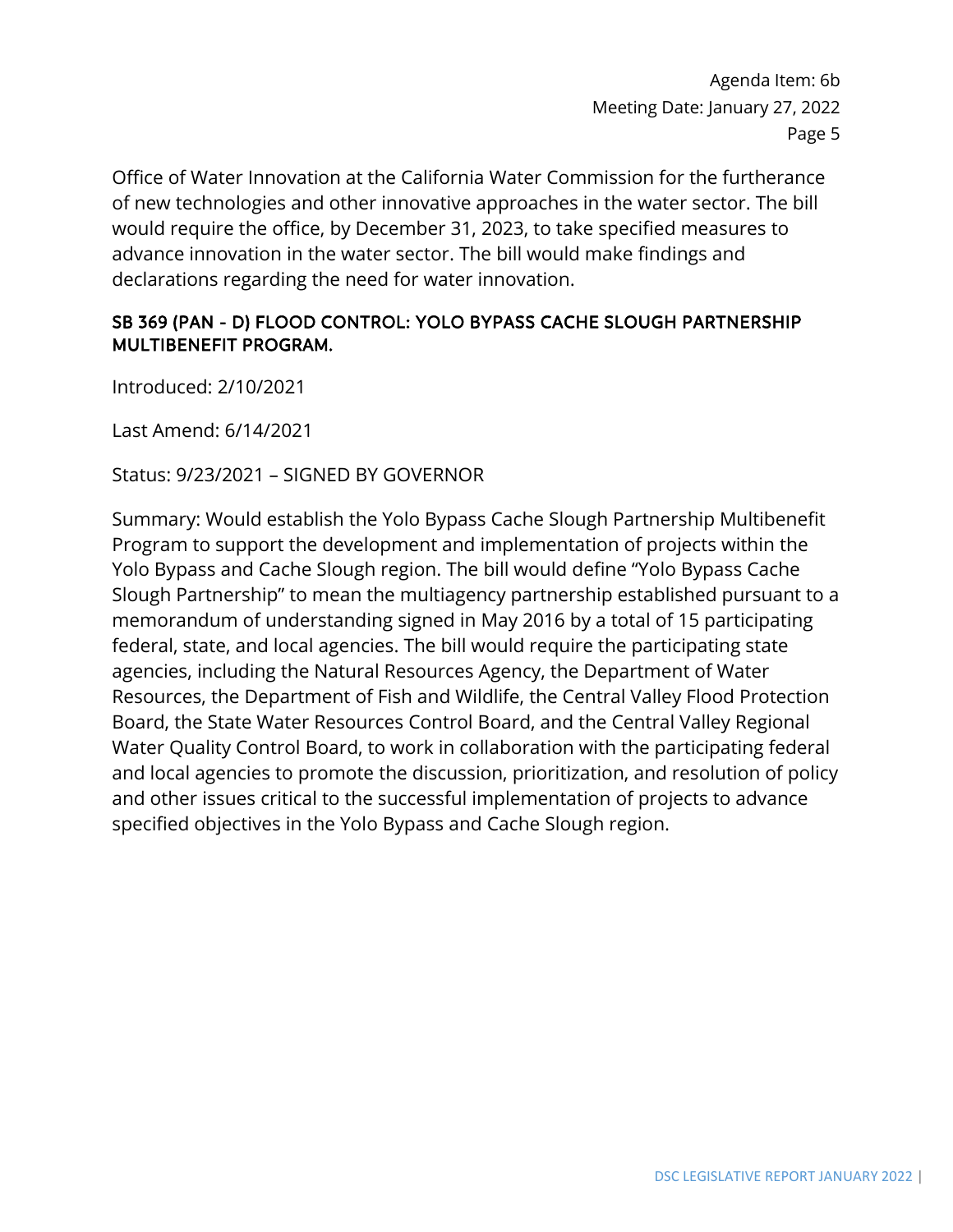Office of Water Innovation at the California Water Commission for the furtherance of new technologies and other innovative approaches in the water sector. The bill would require the office, by December 31, 2023, to take specified measures to advance innovation in the water sector. The bill would make findings and declarations regarding the need for water innovation.

### SB 369 (PAN - D) FLOOD CONTROL: YOLO BYPASS CACHE SLOUGH PARTNERSHIP MULTIBENEFIT PROGRAM.

Introduced: 2/10/2021

Last Amend: 6/14/2021

Status: 9/23/2021 – SIGNED BY GOVERNOR

Summary: Would establish the Yolo Bypass Cache Slough Partnership Multibenefit Program to support the development and implementation of projects within the Yolo Bypass and Cache Slough region. The bill would define "Yolo Bypass Cache Slough Partnership" to mean the multiagency partnership established pursuant to a memorandum of understanding signed in May 2016 by a total of 15 participating federal, state, and local agencies. The bill would require the participating state agencies, including the Natural Resources Agency, the Department of Water Resources, the Department of Fish and Wildlife, the Central Valley Flood Protection Board, the State Water Resources Control Board, and the Central Valley Regional Water Quality Control Board, to work in collaboration with the participating federal and local agencies to promote the discussion, prioritization, and resolution of policy and other issues critical to the successful implementation of projects to advance specified objectives in the Yolo Bypass and Cache Slough region.